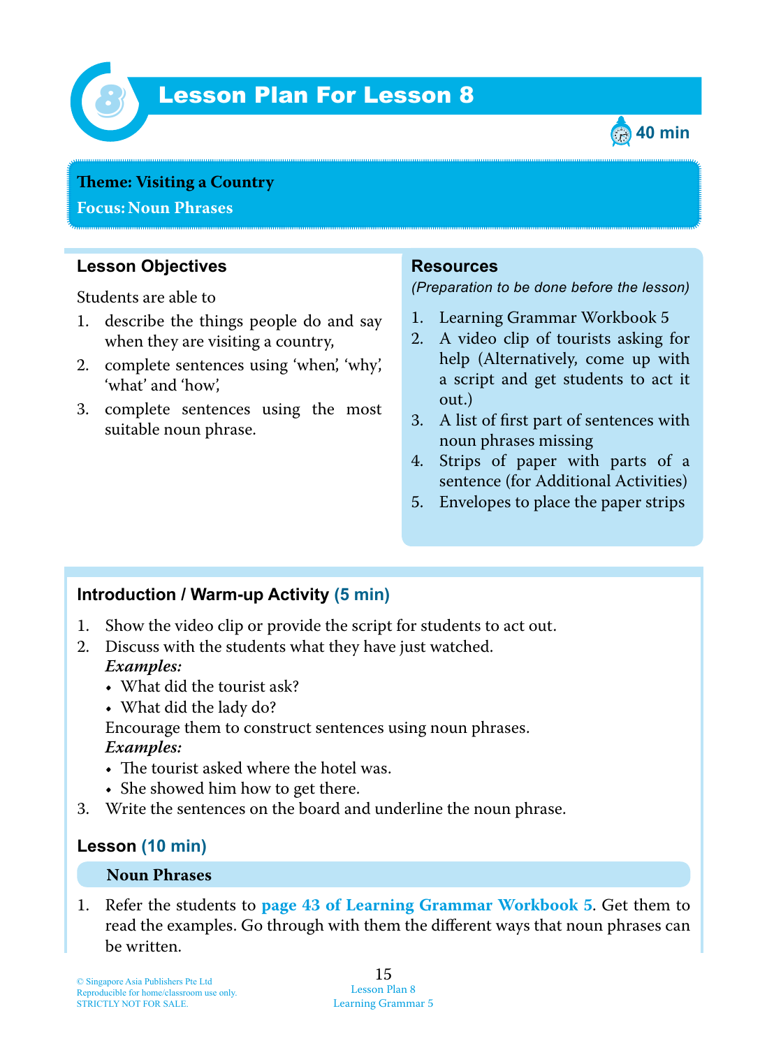# Lesson Plan For Lesson 8

40 min

**Theme: Visiting a Country**
**Focus: Noun Phrases**

### Lesson Objectives

Students are able to

1. describe the things people do and say when they are visiting a country,
2. complete sentences using 'when', 'why', 'what' and 'how',
3. complete sentences using the most suitable noun phrase.

### Resources

*(Preparation to be done before the lesson)*

1. Learning Grammar Workbook 5
2. A video clip of tourists asking for help (Alternatively, come up with a script and get students to act it out.)
3. A list of first part of sentences with noun phrases missing
4. Strips of paper with parts of a sentence (for Additional Activities)
5. Envelopes to place the paper strips

### Introduction / Warm-up Activity (5 min)

1. Show the video clip or provide the script for students to act out.
2. Discuss with the students what they have just watched.
   ***Examples:***
   - What did the tourist ask?
   - What did the lady do?

   Encourage them to construct sentences using noun phrases.
   ***Examples:***
   - The tourist asked where the hotel was.
   - She showed him how to get there.
3. Write the sentences on the board and underline the noun phrase.

### Lesson (10 min)

**Noun Phrases**

1. Refer the students to **page 43 of Learning Grammar Workbook 5**. Get them to read the examples. Go through with them the different ways that noun phrases can be written.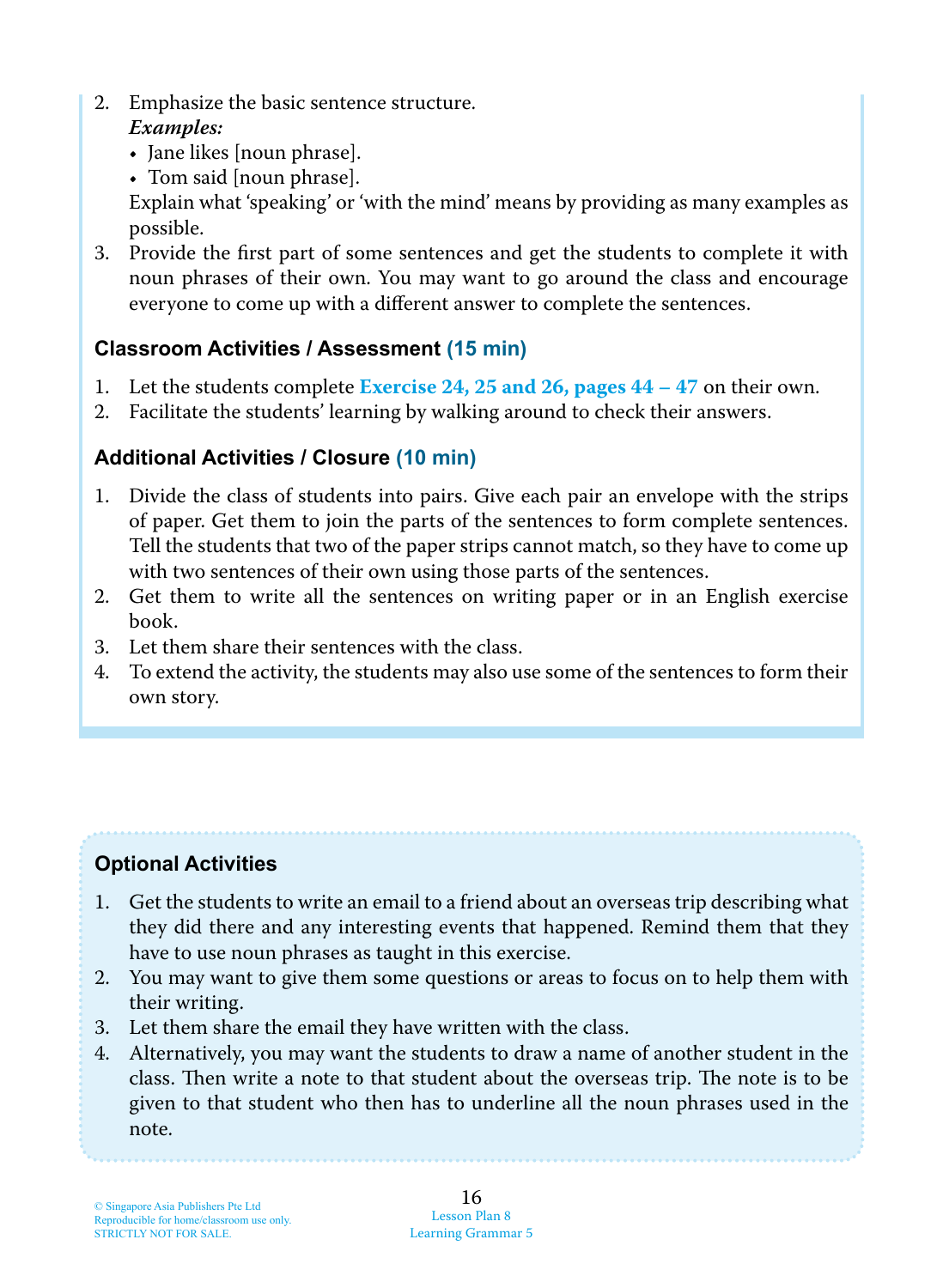2. Emphasize the basic sentence structure.
   ***Examples:***
   - Jane likes [noun phrase].
   - Tom said [noun phrase].

   Explain what 'speaking' or 'with the mind' means by providing as many examples as possible.
3. Provide the first part of some sentences and get the students to complete it with noun phrases of their own. You may want to go around the class and encourage everyone to come up with a different answer to complete the sentences.

### Classroom Activities / Assessment (15 min)

1. Let the students complete **Exercise 24, 25 and 26, pages 44 – 47** on their own.
2. Facilitate the students' learning by walking around to check their answers.

### Additional Activities / Closure (10 min)

1. Divide the class of students into pairs. Give each pair an envelope with the strips of paper. Get them to join the parts of the sentences to form complete sentences. Tell the students that two of the paper strips cannot match, so they have to come up with two sentences of their own using those parts of the sentences.
2. Get them to write all the sentences on writing paper or in an English exercise book.
3. Let them share their sentences with the class.
4. To extend the activity, the students may also use some of the sentences to form their own story.

### Optional Activities

1. Get the students to write an email to a friend about an overseas trip describing what they did there and any interesting events that happened. Remind them that they have to use noun phrases as taught in this exercise.
2. You may want to give them some questions or areas to focus on to help them with their writing.
3. Let them share the email they have written with the class.
4. Alternatively, you may want the students to draw a name of another student in the class. Then write a note to that student about the overseas trip. The note is to be given to that student who then has to underline all the noun phrases used in the note.

© Singapore Asia Publishers Pte Ltd
Reproducible for home/classroom use only.
STRICTLY NOT FOR SALE.